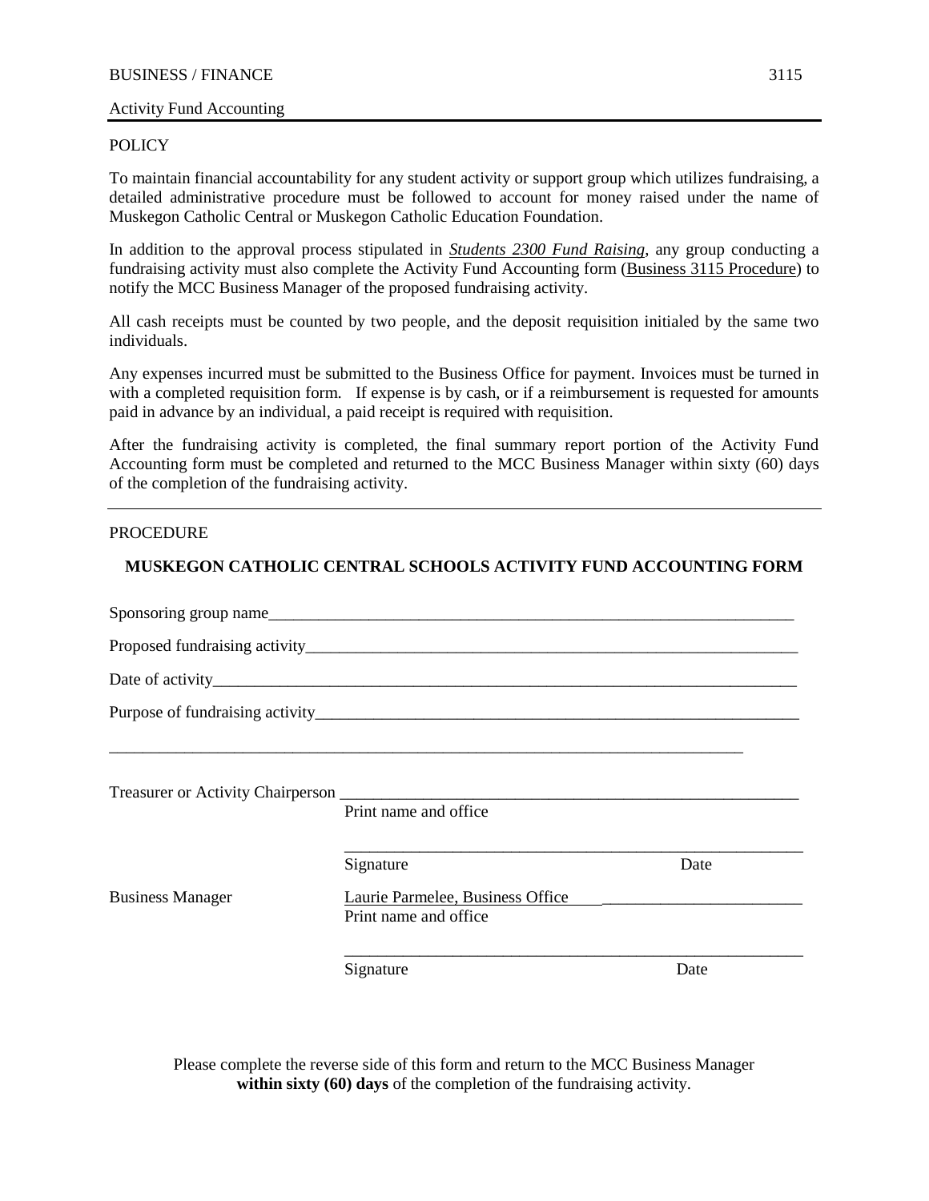BUSINESS / FINANCE 3115

Activity Fund Accounting

POLICY

To maintain financial accountability for any student activity or support group which utilizes fundraising, a detailed administrative procedure must be followed to account for money raised under the name of Muskegon Catholic Central or Muskegon Catholic Education Foundation.

In addition to the approval process stipulated in ***Students 2300 Fund Raising***, any group conducting a fundraising activity must also complete the Activity Fund Accounting form (Business 3115 Procedure) to notify the MCC Business Manager of the proposed fundraising activity.

All cash receipts must be counted by two people, and the deposit requisition initialed by the same two individuals.

Any expenses incurred must be submitted to the Business Office for payment. Invoices must be turned in with a completed requisition form. If expense is by cash, or if a reimbursement is requested for amounts paid in advance by an individual, a paid receipt is required with requisition.

After the fundraising activity is completed, the final summary report portion of the Activity Fund Accounting form must be completed and returned to the MCC Business Manager within sixty (60) days of the completion of the fundraising activity.

---

PROCEDURE

**MUSKEGON CATHOLIC CENTRAL SCHOOLS ACTIVITY FUND ACCOUNTING FORM**

Sponsoring group name_______________________________________________________________

Proposed fundraising activity_________________________________________________________

Date of activity_____________________________________________________________________

Purpose of fundraising activity________________________________________________________

______________________________________________________________________________

Treasurer or Activity Chairperson ______________________________________________
Print name and office

______________________________________________
Signature Date

Business Manager Laurie Parmelee, Business Office ______________________
Print name and office

______________________________________________
Signature Date

Please complete the reverse side of this form and return to the MCC Business Manager **within sixty (60) days** of the completion of the fundraising activity.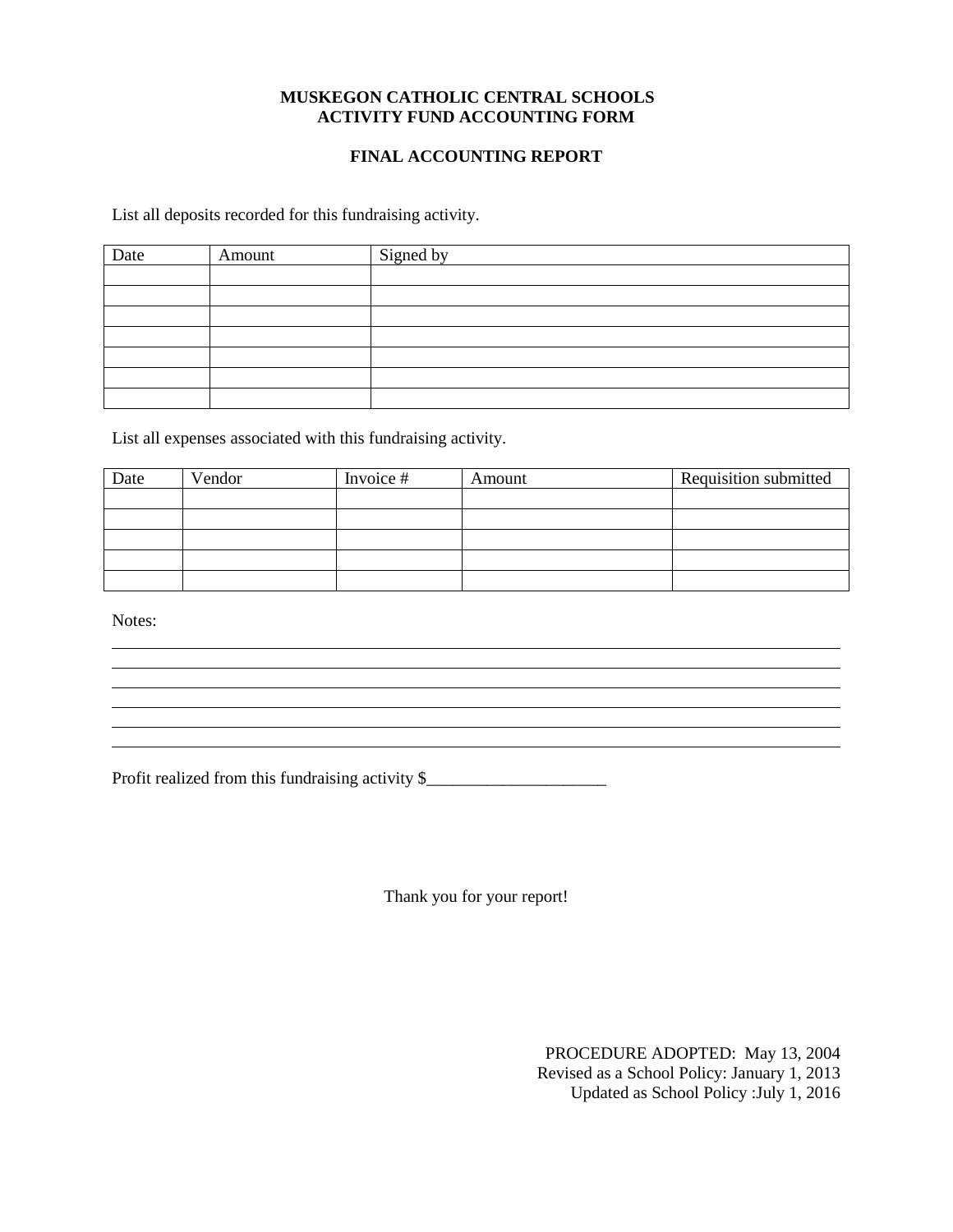**MUSKEGON CATHOLIC CENTRAL SCHOOLS**
**ACTIVITY FUND ACCOUNTING FORM**

**FINAL ACCOUNTING REPORT**

List all deposits recorded for this fundraising activity.

| Date | Amount | Signed by |
|---|---|---|
| | | |
| | | |
| | | |
| | | |
| | | |
| | | |
| | | |

List all expenses associated with this fundraising activity.

| Date | Vendor | Invoice # | Amount | Requisition submitted |
|---|---|---|---|---|
| | | | | |
| | | | | |
| | | | | |
| | | | | |
| | | | | |

Notes:

\_\_\_\_\_\_\_\_\_\_\_\_\_\_\_\_\_\_\_\_\_\_\_\_\_\_\_\_\_\_\_\_\_\_\_\_\_\_\_\_\_\_\_\_\_\_\_\_\_\_\_\_\_\_\_\_\_\_\_\_\_\_\_\_\_\_\_\_\_\_\_\_\_\_\_\_\_\_\_\_\_\_\_\_\_\_\_\_\_\_\_\_\_\_\_\_\_\_\_\_\_\_\_\_\_\_\_\_\_\_\_\_\_\_\_\_\_\_\_\_\_\_\_\_\_\_\_\_\_\_\_\_\_\_\_\_\_\_\_\_\_\_

\_\_\_\_\_\_\_\_\_\_\_\_\_\_\_\_\_\_\_\_\_\_\_\_\_\_\_\_\_\_\_\_\_\_\_\_\_\_\_\_\_\_\_\_\_\_\_\_\_\_\_\_\_\_\_\_\_\_\_\_\_\_\_\_\_\_\_\_\_\_\_\_\_\_\_\_\_\_\_\_\_\_\_\_\_\_\_\_\_\_\_\_\_\_\_\_\_\_\_\_\_\_\_\_\_\_\_\_\_\_\_\_\_\_\_\_\_\_\_\_\_\_\_\_\_\_\_\_\_\_\_\_\_\_\_\_\_\_\_\_\_\_

\_\_\_\_\_\_\_\_\_\_\_\_\_\_\_\_\_\_\_\_\_\_\_\_\_\_\_\_\_\_\_\_\_\_\_\_\_\_\_\_\_\_\_\_\_\_\_\_\_\_\_\_\_\_\_\_\_\_\_\_\_\_\_\_\_\_\_\_\_\_\_\_\_\_\_\_\_\_\_\_\_\_\_\_\_\_\_\_\_\_\_\_\_\_\_\_\_\_\_\_\_\_\_\_\_\_\_\_\_\_\_\_\_\_\_\_\_\_\_\_\_\_\_\_\_\_\_\_\_\_\_\_\_\_\_\_\_\_\_\_\_\_

\_\_\_\_\_\_\_\_\_\_\_\_\_\_\_\_\_\_\_\_\_\_\_\_\_\_\_\_\_\_\_\_\_\_\_\_\_\_\_\_\_\_\_\_\_\_\_\_\_\_\_\_\_\_\_\_\_\_\_\_\_\_\_\_\_\_\_\_\_\_\_\_\_\_\_\_\_\_\_\_\_\_\_\_\_\_\_\_\_\_\_\_\_\_\_\_\_\_\_\_\_\_\_\_\_\_\_\_\_\_\_\_\_\_\_\_\_\_\_\_\_\_\_\_\_\_\_\_\_\_\_\_\_\_\_\_\_\_\_\_\_\_

\_\_\_\_\_\_\_\_\_\_\_\_\_\_\_\_\_\_\_\_\_\_\_\_\_\_\_\_\_\_\_\_\_\_\_\_\_\_\_\_\_\_\_\_\_\_\_\_\_\_\_\_\_\_\_\_\_\_\_\_\_\_\_\_\_\_\_\_\_\_\_\_\_\_\_\_\_\_\_\_\_\_\_\_\_\_\_\_\_\_\_\_\_\_\_\_\_\_\_\_\_\_\_\_\_\_\_\_\_\_\_\_\_\_\_\_\_\_\_\_\_\_\_\_\_\_\_\_\_\_\_\_\_\_\_\_\_\_\_\_\_\_

\_\_\_\_\_\_\_\_\_\_\_\_\_\_\_\_\_\_\_\_\_\_\_\_\_\_\_\_\_\_\_\_\_\_\_\_\_\_\_\_\_\_\_\_\_\_\_\_\_\_\_\_\_\_\_\_\_\_\_\_\_\_\_\_\_\_\_\_\_\_\_\_\_\_\_\_\_\_\_\_\_\_\_\_\_\_\_\_\_\_\_\_\_\_\_\_\_\_\_\_\_\_\_\_\_\_\_\_\_\_\_\_\_\_\_\_\_\_\_\_\_\_\_\_\_\_\_\_\_\_\_\_\_\_\_\_\_\_\_\_\_\_

Profit realized from this fundraising activity $_____________________

Thank you for your report!

PROCEDURE ADOPTED: May 13, 2004
Revised as a School Policy: January 1, 2013
Updated as School Policy :July 1, 2016